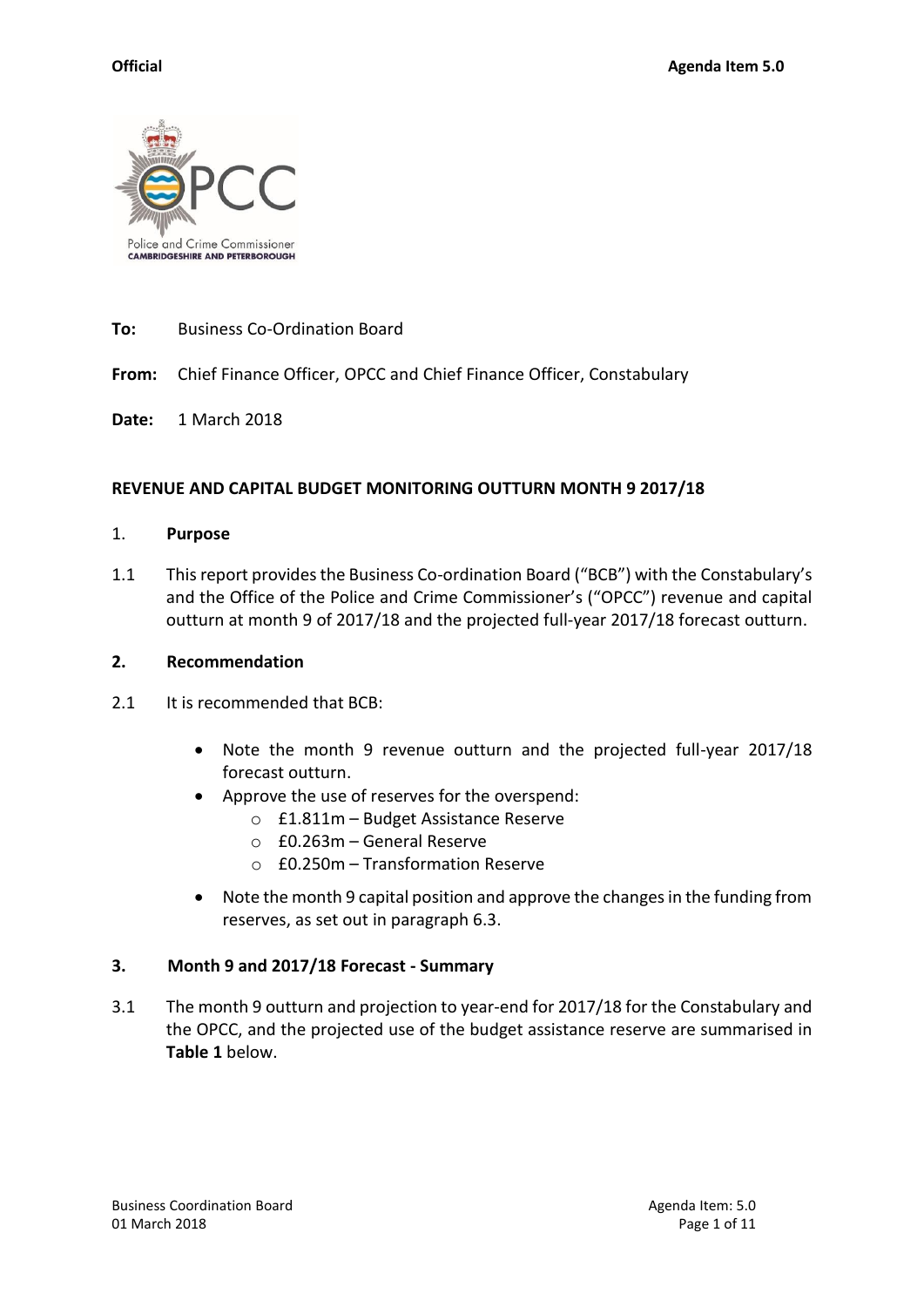**Official** **Agenda Item 5.0**

**To:** Business Co-Ordination Board

**From:** Chief Finance Officer, OPCC and Chief Finance Officer, Constabulary

**Date:** 1 March 2018

**REVENUE AND CAPITAL BUDGET MONITORING OUTTURN MONTH 9 2017/18**

1. **Purpose**

1.1 This report provides the Business Co-ordination Board ("BCB") with the Constabulary's and the Office of the Police and Crime Commissioner's ("OPCC") revenue and capital outturn at month 9 of 2017/18 and the projected full-year 2017/18 forecast outturn.

**2. Recommendation**

2.1 It is recommended that BCB:

- Note the month 9 revenue outturn and the projected full-year 2017/18 forecast outturn.
- Approve the use of reserves for the overspend:
  - £1.811m – Budget Assistance Reserve
  - £0.263m – General Reserve
  - £0.250m – Transformation Reserve
- Note the month 9 capital position and approve the changes in the funding from reserves, as set out in paragraph 6.3.

**3. Month 9 and 2017/18 Forecast - Summary**

3.1 The month 9 outturn and projection to year-end for 2017/18 for the Constabulary and the OPCC, and the projected use of the budget assistance reserve are summarised in **Table 1** below.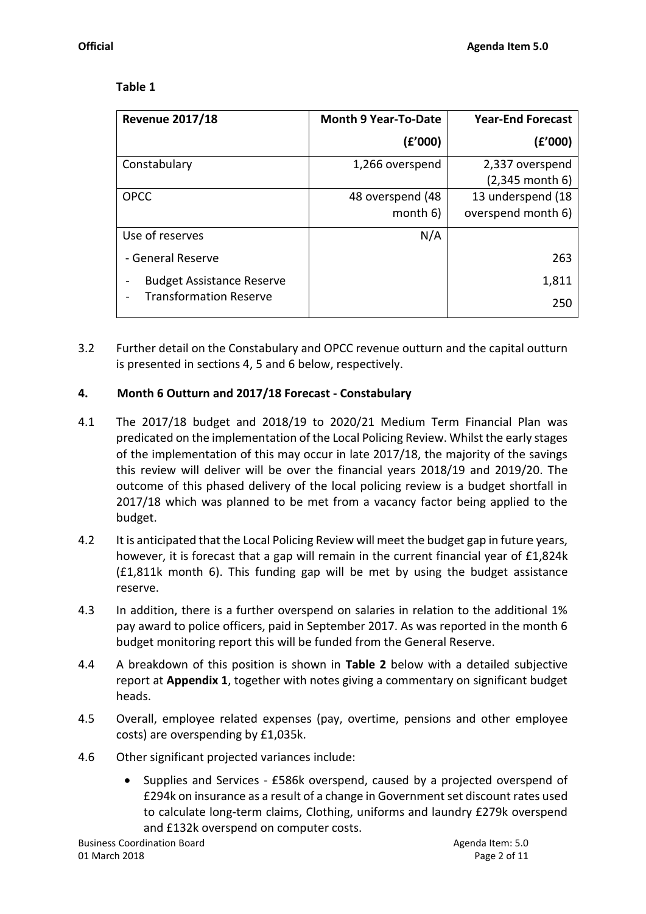**Table 1**

| Revenue 2017/18 | Month 9 Year-To-Date (£'000) | Year-End Forecast (£'000) |
|---|---|---|
| Constabulary | 1,266 overspend | 2,337 overspend (2,345 month 6) |
| OPCC | 48 overspend (48 month 6) | 13 underspend (18 overspend month 6) |
| Use of reserves | N/A | |
| - General Reserve | | 263 |
| - Budget Assistance Reserve | | 1,811 |
| - Transformation Reserve | | 250 |

3.2 Further detail on the Constabulary and OPCC revenue outturn and the capital outturn is presented in sections 4, 5 and 6 below, respectively.

## 4. Month 6 Outturn and 2017/18 Forecast - Constabulary

4.1 The 2017/18 budget and 2018/19 to 2020/21 Medium Term Financial Plan was predicated on the implementation of the Local Policing Review. Whilst the early stages of the implementation of this may occur in late 2017/18, the majority of the savings this review will deliver will be over the financial years 2018/19 and 2019/20. The outcome of this phased delivery of the local policing review is a budget shortfall in 2017/18 which was planned to be met from a vacancy factor being applied to the budget.

4.2 It is anticipated that the Local Policing Review will meet the budget gap in future years, however, it is forecast that a gap will remain in the current financial year of £1,824k (£1,811k month 6). This funding gap will be met by using the budget assistance reserve.

4.3 In addition, there is a further overspend on salaries in relation to the additional 1% pay award to police officers, paid in September 2017. As was reported in the month 6 budget monitoring report this will be funded from the General Reserve.

4.4 A breakdown of this position is shown in **Table 2** below with a detailed subjective report at **Appendix 1**, together with notes giving a commentary on significant budget heads.

4.5 Overall, employee related expenses (pay, overtime, pensions and other employee costs) are overspending by £1,035k.

4.6 Other significant projected variances include:

- Supplies and Services - £586k overspend, caused by a projected overspend of £294k on insurance as a result of a change in Government set discount rates used to calculate long-term claims, Clothing, uniforms and laundry £279k overspend and £132k overspend on computer costs.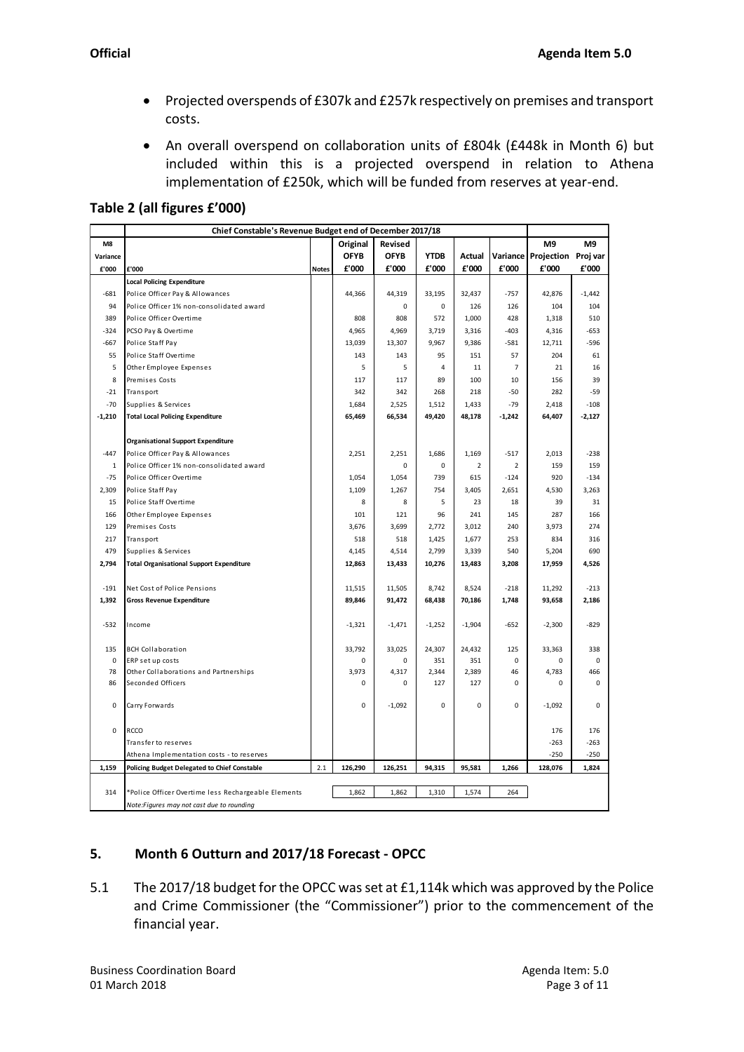- Projected overspends of £307k and £257k respectively on premises and transport costs.
- An overall overspend on collaboration units of £804k (£448k in Month 6) but included within this is a projected overspend in relation to Athena implementation of £250k, which will be funded from reserves at year-end.

## Table 2 (all figures £'000)

| | Chief Constable's Revenue Budget end of December 2017/18 | | | | | | | | |
|---|---|---|---|---|---|---|---|---|---|
| M8 Variance £'000 | £'000 | Notes | Original OFYB £'000 | Revised OFYB £'000 | YTDB £'000 | Actual £'000 | Variance £'000 | M9 Projection £'000 | M9 Proj var £'000 |
| | **Local Policing Expenditure** | | | | | | | | |
| -681 | Police Officer Pay & Allowances | | 44,366 | 44,319 | 33,195 | 32,437 | -757 | 42,876 | -1,442 |
| 94 | Police Officer 1% non-consolidated award | | | 0 | 0 | 126 | 126 | 104 | 104 |
| 389 | Police Officer Overtime | | 808 | 808 | 572 | 1,000 | 428 | 1,318 | 510 |
| -324 | PCSO Pay & Overtime | | 4,965 | 4,969 | 3,719 | 3,316 | -403 | 4,316 | -653 |
| -667 | Police Staff Pay | | 13,039 | 13,307 | 9,967 | 9,386 | -581 | 12,711 | -596 |
| 55 | Police Staff Overtime | | 143 | 143 | 95 | 151 | 57 | 204 | 61 |
| 5 | Other Employee Expenses | | 5 | 5 | 4 | 11 | 7 | 21 | 16 |
| 8 | Premises Costs | | 117 | 117 | 89 | 100 | 10 | 156 | 39 |
| -21 | Transport | | 342 | 342 | 268 | 218 | -50 | 282 | -59 |
| -70 | Supplies & Services | | 1,684 | 2,525 | 1,512 | 1,433 | -79 | 2,418 | -108 |
| **-1,210** | **Total Local Policing Expenditure** | | **65,469** | **66,534** | **49,420** | **48,178** | **-1,242** | **64,407** | **-2,127** |
| | **Organisational Support Expenditure** | | | | | | | | |
| -447 | Police Officer Pay & Allowances | | 2,251 | 2,251 | 1,686 | 1,169 | -517 | 2,013 | -238 |
| 1 | Police Officer 1% non-consolidated award | | | 0 | 0 | 2 | 2 | 159 | 159 |
| -75 | Police Officer Overtime | | 1,054 | 1,054 | 739 | 615 | -124 | 920 | -134 |
| 2,309 | Police Staff Pay | | 1,109 | 1,267 | 754 | 3,405 | 2,651 | 4,530 | 3,263 |
| 15 | Police Staff Overtime | | 8 | 8 | 5 | 23 | 18 | 39 | 31 |
| 166 | Other Employee Expenses | | 101 | 121 | 96 | 241 | 145 | 287 | 166 |
| 129 | Premises Costs | | 3,676 | 3,699 | 2,772 | 3,012 | 240 | 3,973 | 274 |
| 217 | Transport | | 518 | 518 | 1,425 | 1,677 | 253 | 834 | 316 |
| 479 | Supplies & Services | | 4,145 | 4,514 | 2,799 | 3,339 | 540 | 5,204 | 690 |
| **2,794** | **Total Organisational Support Expenditure** | | **12,863** | **13,433** | **10,276** | **13,483** | **3,208** | **17,959** | **4,526** |
| -191 | Net Cost of Police Pensions | | 11,515 | 11,505 | 8,742 | 8,524 | -218 | 11,292 | -213 |
| **1,392** | **Gross Revenue Expenditure** | | **89,846** | **91,472** | **68,438** | **70,186** | **1,748** | **93,658** | **2,186** |
| -532 | Income | | -1,321 | -1,471 | -1,252 | -1,904 | -652 | -2,300 | -829 |
| 135 | BCH Collaboration | | 33,792 | 33,025 | 24,307 | 24,432 | 125 | 33,363 | 338 |
| 0 | ERP set up costs | | 0 | 0 | 351 | 351 | 0 | 0 | 0 |
| 78 | Other Collaborations and Partnerships | | 3,973 | 4,317 | 2,344 | 2,389 | 46 | 4,783 | 466 |
| 86 | Seconded Officers | | 0 | 0 | 127 | 127 | 0 | 0 | 0 |
| 0 | Carry Forwards | | 0 | -1,092 | 0 | 0 | 0 | -1,092 | 0 |
| 0 | RCCO | | | | | | | 176 | 176 |
| | Transfer to reserves | | | | | | | -263 | -263 |
| | Athena Implementation costs - to reserves | | | | | | | -250 | -250 |
| **1,159** | **Policing Budget Delegated to Chief Constable** | 2.1 | **126,290** | **126,251** | **94,315** | **95,581** | **1,266** | **128,076** | **1,824** |
| 314 | *Police Officer Overtime less Rechargeable Elements | | 1,862 | 1,862 | 1,310 | 1,574 | 264 | | |
| | *Note:Figures may not cast due to rounding* | | | | | | | | |

## 5. Month 6 Outturn and 2017/18 Forecast - OPCC

5.1 The 2017/18 budget for the OPCC was set at £1,114k which was approved by the Police and Crime Commissioner (the "Commissioner") prior to the commencement of the financial year.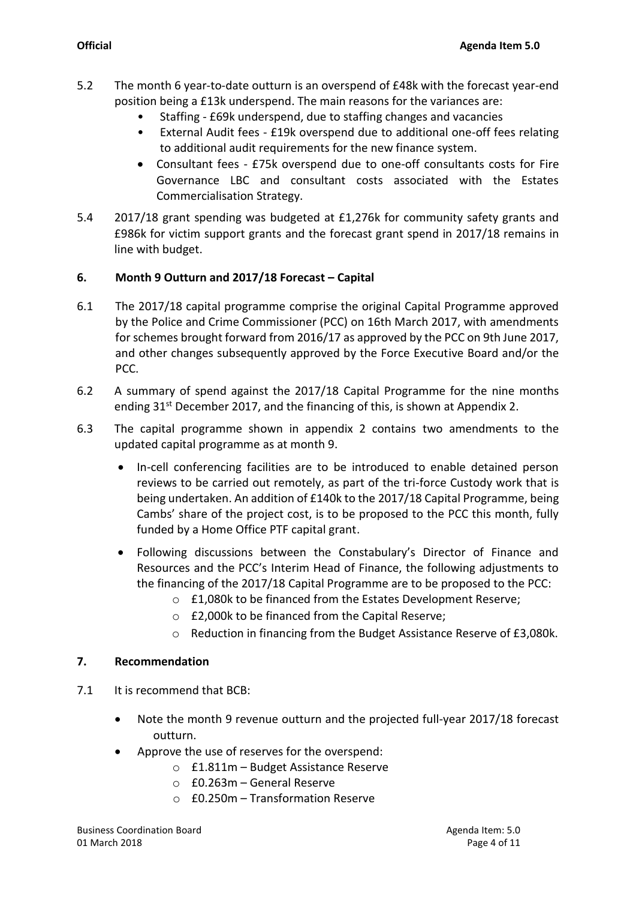5.2 The month 6 year-to-date outturn is an overspend of £48k with the forecast year-end position being a £13k underspend. The main reasons for the variances are:

- Staffing - £69k underspend, due to staffing changes and vacancies
- External Audit fees - £19k overspend due to additional one-off fees relating to additional audit requirements for the new finance system.
- Consultant fees - £75k overspend due to one-off consultants costs for Fire Governance LBC and consultant costs associated with the Estates Commercialisation Strategy.

5.4 2017/18 grant spending was budgeted at £1,276k for community safety grants and £986k for victim support grants and the forecast grant spend in 2017/18 remains in line with budget.

## 6. Month 9 Outturn and 2017/18 Forecast – Capital

6.1 The 2017/18 capital programme comprise the original Capital Programme approved by the Police and Crime Commissioner (PCC) on 16th March 2017, with amendments for schemes brought forward from 2016/17 as approved by the PCC on 9th June 2017, and other changes subsequently approved by the Force Executive Board and/or the PCC.

6.2 A summary of spend against the 2017/18 Capital Programme for the nine months ending 31st December 2017, and the financing of this, is shown at Appendix 2.

6.3 The capital programme shown in appendix 2 contains two amendments to the updated capital programme as at month 9.

- In-cell conferencing facilities are to be introduced to enable detained person reviews to be carried out remotely, as part of the tri-force Custody work that is being undertaken. An addition of £140k to the 2017/18 Capital Programme, being Cambs' share of the project cost, is to be proposed to the PCC this month, fully funded by a Home Office PTF capital grant.
- Following discussions between the Constabulary's Director of Finance and Resources and the PCC's Interim Head of Finance, the following adjustments to the financing of the 2017/18 Capital Programme are to be proposed to the PCC:
  - £1,080k to be financed from the Estates Development Reserve;
  - £2,000k to be financed from the Capital Reserve;
  - Reduction in financing from the Budget Assistance Reserve of £3,080k.

## 7. Recommendation

7.1 It is recommend that BCB:

- Note the month 9 revenue outturn and the projected full-year 2017/18 forecast outturn.
- Approve the use of reserves for the overspend:
  - £1.811m – Budget Assistance Reserve
  - £0.263m – General Reserve
  - £0.250m – Transformation Reserve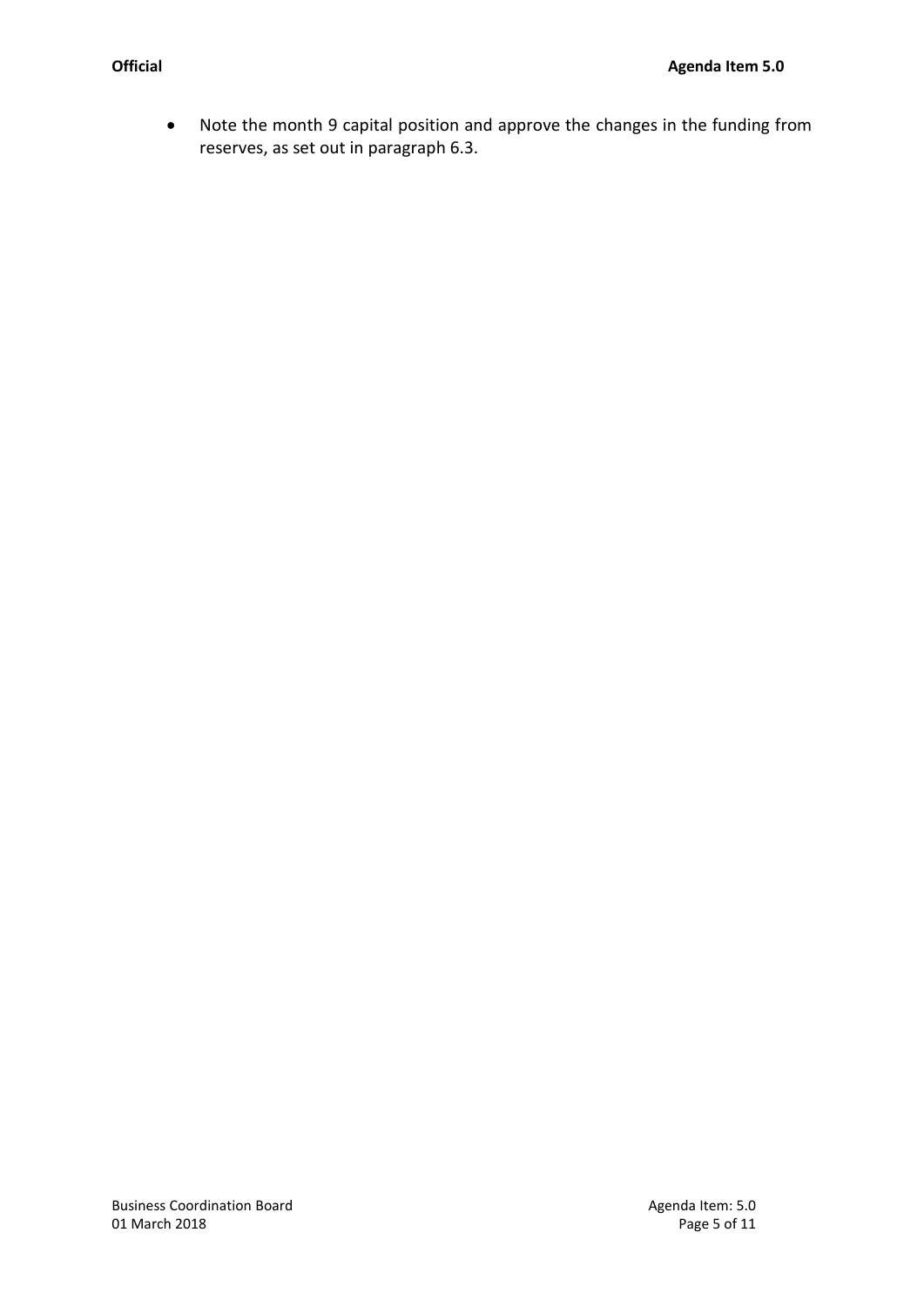- Note the month 9 capital position and approve the changes in the funding from reserves, as set out in paragraph 6.3.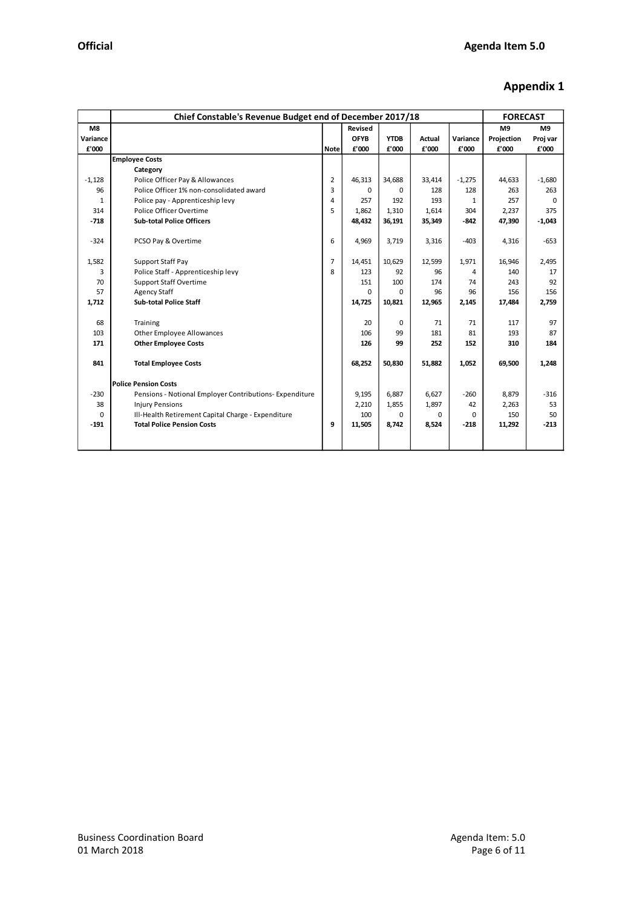**Official** | **Agenda Item 5.0**

## Appendix 1

| M8 Variance £'000 | Chief Constable's Revenue Budget end of December 2017/18 | Note | Revised OFYB £'000 | YTDB £'000 | Actual £'000 | Variance £'000 | FORECAST M9 Projection £'000 | M9 Proj var £'000 |
|---|---|---|---|---|---|---|---|---|
| | **Employee Costs** | | | | | | | |
| | **Category** | | | | | | | |
| -1,128 | Police Officer Pay & Allowances | 2 | 46,313 | 34,688 | 33,414 | -1,275 | 44,633 | -1,680 |
| 96 | Police Officer 1% non-consolidated award | 3 | 0 | 0 | 128 | 128 | 263 | 263 |
| 1 | Police pay - Apprenticeship levy | 4 | 257 | 192 | 193 | 1 | 257 | 0 |
| 314 | Police Officer Overtime | 5 | 1,862 | 1,310 | 1,614 | 304 | 2,237 | 375 |
| **-718** | **Sub-total Police Officers** | | **48,432** | **36,191** | **35,349** | **-842** | **47,390** | **-1,043** |
| -324 | PCSO Pay & Overtime | 6 | 4,969 | 3,719 | 3,316 | -403 | 4,316 | -653 |
| 1,582 | Support Staff Pay | 7 | 14,451 | 10,629 | 12,599 | 1,971 | 16,946 | 2,495 |
| 3 | Police Staff - Apprenticeship levy | 8 | 123 | 92 | 96 | 4 | 140 | 17 |
| 70 | Support Staff Overtime | | 151 | 100 | 174 | 74 | 243 | 92 |
| 57 | Agency Staff | | 0 | 0 | 96 | 96 | 156 | 156 |
| **1,712** | **Sub-total Police Staff** | | **14,725** | **10,821** | **12,965** | **2,145** | **17,484** | **2,759** |
| 68 | Training | | 20 | 0 | 71 | 71 | 117 | 97 |
| 103 | Other Employee Allowances | | 106 | 99 | 181 | 81 | 193 | 87 |
| **171** | **Other Employee Costs** | | **126** | **99** | **252** | **152** | **310** | **184** |
| **841** | **Total Employee Costs** | | **68,252** | **50,830** | **51,882** | **1,052** | **69,500** | **1,248** |
| | **Police Pension Costs** | | | | | | | |
| -230 | Pensions - Notional Employer Contributions- Expenditure | | 9,195 | 6,887 | 6,627 | -260 | 8,879 | -316 |
| 38 | Injury Pensions | | 2,210 | 1,855 | 1,897 | 42 | 2,263 | 53 |
| 0 | Ill-Health Retirement Capital Charge - Expenditure | | 100 | 0 | 0 | 0 | 150 | 50 |
| **-191** | **Total Police Pension Costs** | **9** | **11,505** | **8,742** | **8,524** | **-218** | **11,292** | **-213** |

Business Coordination Board
01 March 2018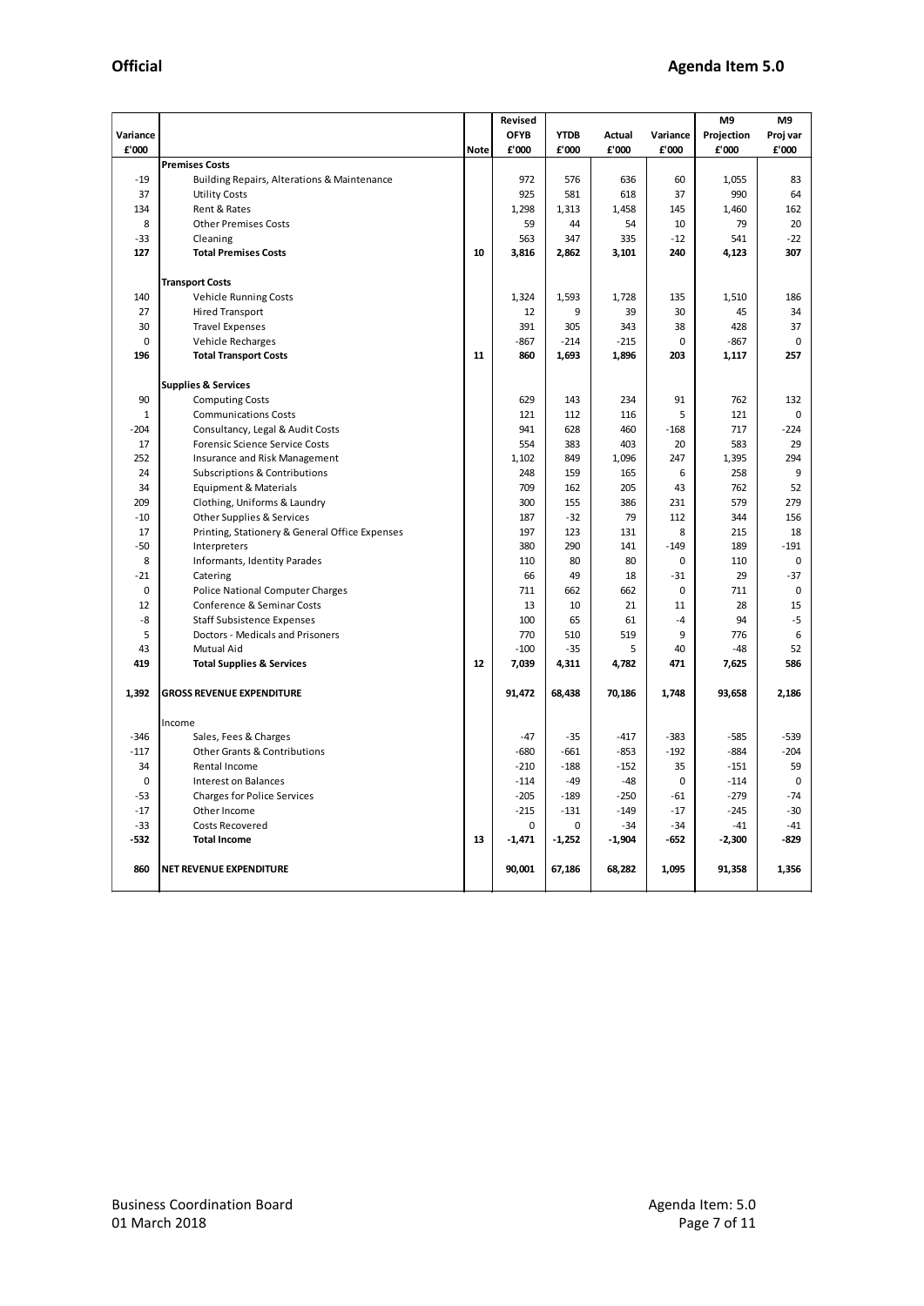**Official** **Agenda Item 5.0**

| Variance £'000 | | Note | Revised OFYB £'000 | YTDB £'000 | Actual £'000 | Variance £'000 | M9 Projection £'000 | M9 Proj var £'000 |
|---|---|---|---|---|---|---|---|---|
| | **Premises Costs** | | | | | | | |
| -19 | Building Repairs, Alterations & Maintenance | | 972 | 576 | 636 | 60 | 1,055 | 83 |
| 37 | Utility Costs | | 925 | 581 | 618 | 37 | 990 | 64 |
| 134 | Rent & Rates | | 1,298 | 1,313 | 1,458 | 145 | 1,460 | 162 |
| 8 | Other Premises Costs | | 59 | 44 | 54 | 10 | 79 | 20 |
| -33 | Cleaning | | 563 | 347 | 335 | -12 | 541 | -22 |
| **127** | **Total Premises Costs** | **10** | **3,816** | **2,862** | **3,101** | **240** | **4,123** | **307** |
| | | | | | | | | |
| | **Transport Costs** | | | | | | | |
| 140 | Vehicle Running Costs | | 1,324 | 1,593 | 1,728 | 135 | 1,510 | 186 |
| 27 | Hired Transport | | 12 | 9 | 39 | 30 | 45 | 34 |
| 30 | Travel Expenses | | 391 | 305 | 343 | 38 | 428 | 37 |
| 0 | Vehicle Recharges | | -867 | -214 | -215 | 0 | -867 | 0 |
| **196** | **Total Transport Costs** | **11** | **860** | **1,693** | **1,896** | **203** | **1,117** | **257** |
| | | | | | | | | |
| | **Supplies & Services** | | | | | | | |
| 90 | Computing Costs | | 629 | 143 | 234 | 91 | 762 | 132 |
| 1 | Communications Costs | | 121 | 112 | 116 | 5 | 121 | 0 |
| -204 | Consultancy, Legal & Audit Costs | | 941 | 628 | 460 | -168 | 717 | -224 |
| 17 | Forensic Science Service Costs | | 554 | 383 | 403 | 20 | 583 | 29 |
| 252 | Insurance and Risk Management | | 1,102 | 849 | 1,096 | 247 | 1,395 | 294 |
| 24 | Subscriptions & Contributions | | 248 | 159 | 165 | 6 | 258 | 9 |
| 34 | Equipment & Materials | | 709 | 162 | 205 | 43 | 762 | 52 |
| 209 | Clothing, Uniforms & Laundry | | 300 | 155 | 386 | 231 | 579 | 279 |
| -10 | Other Supplies & Services | | 187 | -32 | 79 | 112 | 344 | 156 |
| 17 | Printing, Stationery & General Office Expenses | | 197 | 123 | 131 | 8 | 215 | 18 |
| -50 | Interpreters | | 380 | 290 | 141 | -149 | 189 | -191 |
| 8 | Informants, Identity Parades | | 110 | 80 | 80 | 0 | 110 | 0 |
| -21 | Catering | | 66 | 49 | 18 | -31 | 29 | -37 |
| 0 | Police National Computer Charges | | 711 | 662 | 662 | 0 | 711 | 0 |
| 12 | Conference & Seminar Costs | | 13 | 10 | 21 | 11 | 28 | 15 |
| -8 | Staff Subsistence Expenses | | 100 | 65 | 61 | -4 | 94 | -5 |
| 5 | Doctors - Medicals and Prisoners | | 770 | 510 | 519 | 9 | 776 | 6 |
| 43 | Mutual Aid | | -100 | -35 | 5 | 40 | -48 | 52 |
| **419** | **Total Supplies & Services** | **12** | **7,039** | **4,311** | **4,782** | **471** | **7,625** | **586** |
| | | | | | | | | |
| **1,392** | **GROSS REVENUE EXPENDITURE** | | **91,472** | **68,438** | **70,186** | **1,748** | **93,658** | **2,186** |
| | | | | | | | | |
| | Income | | | | | | | |
| -346 | Sales, Fees & Charges | | -47 | -35 | -417 | -383 | -585 | -539 |
| -117 | Other Grants & Contributions | | -680 | -661 | -853 | -192 | -884 | -204 |
| 34 | Rental Income | | -210 | -188 | -152 | 35 | -151 | 59 |
| 0 | Interest on Balances | | -114 | -49 | -48 | 0 | -114 | 0 |
| -53 | Charges for Police Services | | -205 | -189 | -250 | -61 | -279 | -74 |
| -17 | Other Income | | -215 | -131 | -149 | -17 | -245 | -30 |
| -33 | Costs Recovered | | 0 | 0 | -34 | -34 | -41 | -41 |
| **-532** | **Total Income** | **13** | **-1,471** | **-1,252** | **-1,904** | **-652** | **-2,300** | **-829** |
| | | | | | | | | |
| **860** | **NET REVENUE EXPENDITURE** | | **90,001** | **67,186** | **68,282** | **1,095** | **91,358** | **1,356** |

Business Coordination Board
01 March 2018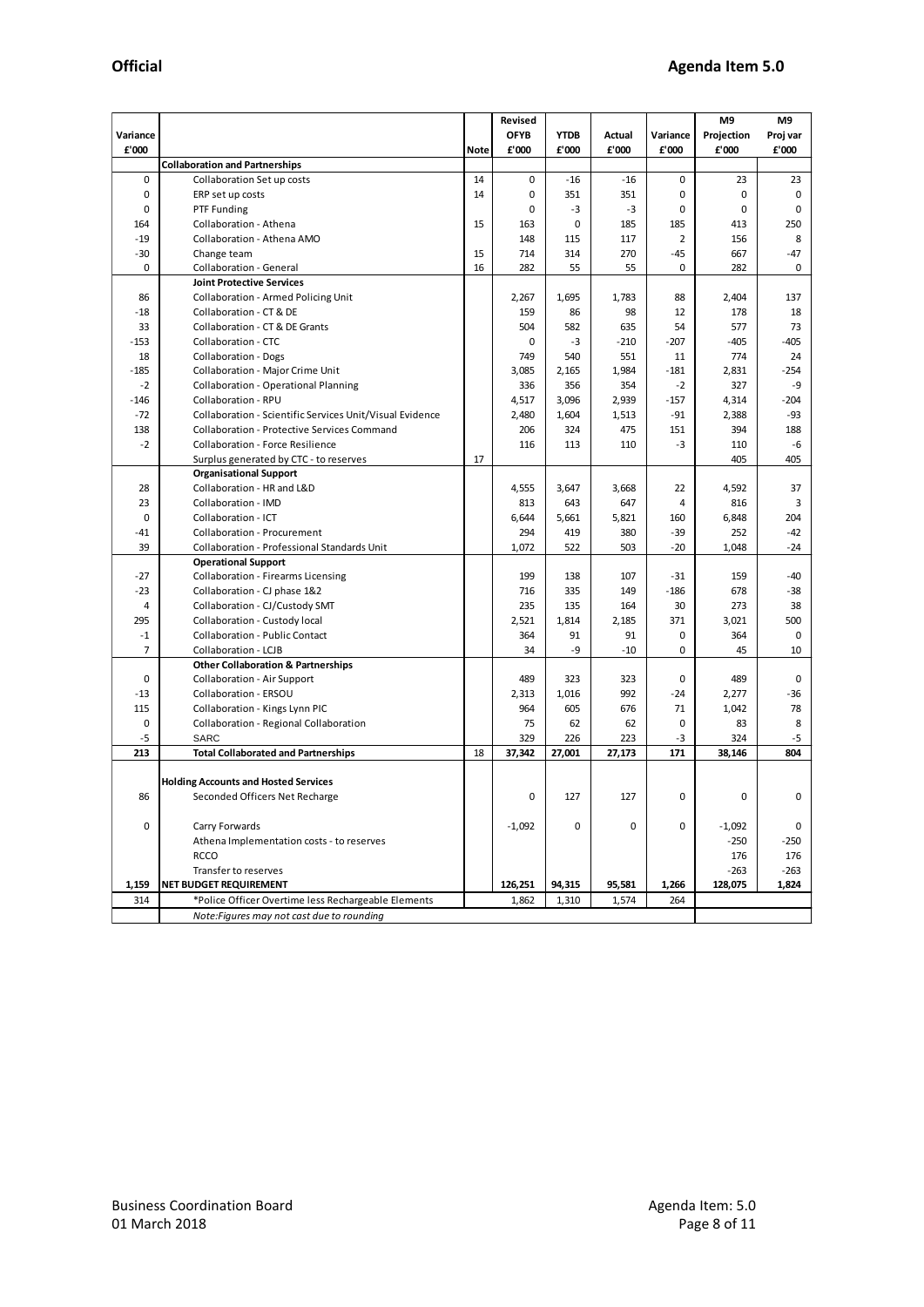**Official** | **Agenda Item 5.0**

| Variance £'000 | | Note | Revised OFYB £'000 | YTDB £'000 | Actual £'000 | Variance £'000 | M9 Projection £'000 | M9 Proj var £'000 |
|---|---|---|---|---|---|---|---|---|
| | **Collaboration and Partnerships** | | | | | | | |
| 0 | Collaboration Set up costs | 14 | 0 | -16 | -16 | 0 | 23 | 23 |
| 0 | ERP set up costs | 14 | 0 | 351 | 351 | 0 | 0 | 0 |
| 0 | PTF Funding | | 0 | -3 | -3 | 0 | 0 | 0 |
| 164 | Collaboration - Athena | 15 | 163 | 0 | 185 | 185 | 413 | 250 |
| -19 | Collaboration - Athena AMO | | 148 | 115 | 117 | 2 | 156 | 8 |
| -30 | Change team | 15 | 714 | 314 | 270 | -45 | 667 | -47 |
| 0 | Collaboration - General | 16 | 282 | 55 | 55 | 0 | 282 | 0 |
| | **Joint Protective Services** | | | | | | | |
| 86 | Collaboration - Armed Policing Unit | | 2,267 | 1,695 | 1,783 | 88 | 2,404 | 137 |
| -18 | Collaboration - CT & DE | | 159 | 86 | 98 | 12 | 178 | 18 |
| 33 | Collaboration - CT & DE Grants | | 504 | 582 | 635 | 54 | 577 | 73 |
| -153 | Collaboration - CTC | | 0 | -3 | -210 | -207 | -405 | -405 |
| 18 | Collaboration - Dogs | | 749 | 540 | 551 | 11 | 774 | 24 |
| -185 | Collaboration - Major Crime Unit | | 3,085 | 2,165 | 1,984 | -181 | 2,831 | -254 |
| -2 | Collaboration - Operational Planning | | 336 | 356 | 354 | -2 | 327 | -9 |
| -146 | Collaboration - RPU | | 4,517 | 3,096 | 2,939 | -157 | 4,314 | -204 |
| -72 | Collaboration - Scientific Services Unit/Visual Evidence | | 2,480 | 1,604 | 1,513 | -91 | 2,388 | -93 |
| 138 | Collaboration - Protective Services Command | | 206 | 324 | 475 | 151 | 394 | 188 |
| -2 | Collaboration - Force Resilience | | 116 | 113 | 110 | -3 | 110 | -6 |
| | Surplus generated by CTC - to reserves | 17 | | | | | 405 | 405 |
| | **Organisational Support** | | | | | | | |
| 28 | Collaboration - HR and L&D | | 4,555 | 3,647 | 3,668 | 22 | 4,592 | 37 |
| 23 | Collaboration - IMD | | 813 | 643 | 647 | 4 | 816 | 3 |
| 0 | Collaboration - ICT | | 6,644 | 5,661 | 5,821 | 160 | 6,848 | 204 |
| -41 | Collaboration - Procurement | | 294 | 419 | 380 | -39 | 252 | -42 |
| 39 | Collaboration - Professional Standards Unit | | 1,072 | 522 | 503 | -20 | 1,048 | -24 |
| | **Operational Support** | | | | | | | |
| -27 | Collaboration - Firearms Licensing | | 199 | 138 | 107 | -31 | 159 | -40 |
| -23 | Collaboration - CJ phase 1&2 | | 716 | 335 | 149 | -186 | 678 | -38 |
| 4 | Collaboration - CJ/Custody SMT | | 235 | 135 | 164 | 30 | 273 | 38 |
| 295 | Collaboration - Custody local | | 2,521 | 1,814 | 2,185 | 371 | 3,021 | 500 |
| -1 | Collaboration - Public Contact | | 364 | 91 | 91 | 0 | 364 | 0 |
| 7 | Collaboration - LCJB | | 34 | -9 | -10 | 0 | 45 | 10 |
| | **Other Collaboration & Partnerships** | | | | | | | |
| 0 | Collaboration - Air Support | | 489 | 323 | 323 | 0 | 489 | 0 |
| -13 | Collaboration - ERSOU | | 2,313 | 1,016 | 992 | -24 | 2,277 | -36 |
| 115 | Collaboration - Kings Lynn PIC | | 964 | 605 | 676 | 71 | 1,042 | 78 |
| 0 | Collaboration - Regional Collaboration | | 75 | 62 | 62 | 0 | 83 | 8 |
| -5 | SARC | | 329 | 226 | 223 | -3 | 324 | -5 |
| **213** | **Total Collaborated and Partnerships** | 18 | **37,342** | **27,001** | **27,173** | **171** | **38,146** | **804** |
| | **Holding Accounts and Hosted Services** | | | | | | | |
| 86 | Seconded Officers Net Recharge | | 0 | 127 | 127 | 0 | 0 | 0 |
| 0 | Carry Forwards | | -1,092 | 0 | 0 | 0 | -1,092 | 0 |
| | Athena Implementation costs - to reserves | | | | | | -250 | -250 |
| | RCCO | | | | | | 176 | 176 |
| | Transfer to reserves | | | | | | -263 | -263 |
| **1,159** | **NET BUDGET REQUIREMENT** | | **126,251** | **94,315** | **95,581** | **1,266** | **128,075** | **1,824** |
| 314 | *Police Officer Overtime less Rechargeable Elements | | 1,862 | 1,310 | 1,574 | 264 | | |
| | *Note:Figures may not cast due to rounding* | | | | | | | |

Business Coordination Board
01 March 2018

Agenda Item: 5.0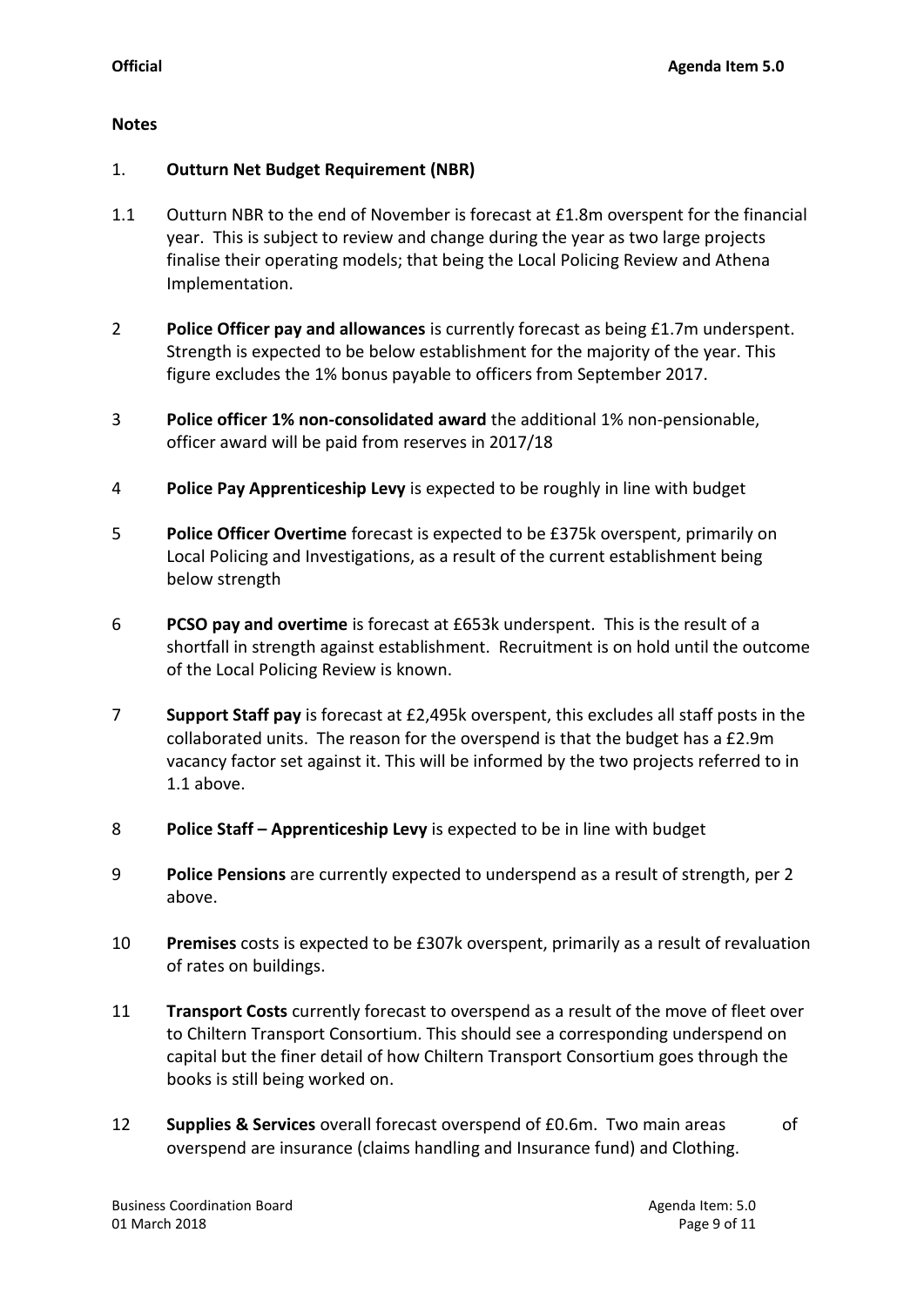**Notes**

1. **Outturn Net Budget Requirement (NBR)**

1.1 Outturn NBR to the end of November is forecast at £1.8m overspent for the financial year. This is subject to review and change during the year as two large projects finalise their operating models; that being the Local Policing Review and Athena Implementation.

2 **Police Officer pay and allowances** is currently forecast as being £1.7m underspent. Strength is expected to be below establishment for the majority of the year. This figure excludes the 1% bonus payable to officers from September 2017.

3 **Police officer 1% non-consolidated award** the additional 1% non-pensionable, officer award will be paid from reserves in 2017/18

4 **Police Pay Apprenticeship Levy** is expected to be roughly in line with budget

5 **Police Officer Overtime** forecast is expected to be £375k overspent, primarily on Local Policing and Investigations, as a result of the current establishment being below strength

6 **PCSO pay and overtime** is forecast at £653k underspent. This is the result of a shortfall in strength against establishment. Recruitment is on hold until the outcome of the Local Policing Review is known.

7 **Support Staff pay** is forecast at £2,495k overspent, this excludes all staff posts in the collaborated units. The reason for the overspend is that the budget has a £2.9m vacancy factor set against it. This will be informed by the two projects referred to in 1.1 above.

8 **Police Staff – Apprenticeship Levy** is expected to be in line with budget

9 **Police Pensions** are currently expected to underspend as a result of strength, per 2 above.

10 **Premises** costs is expected to be £307k overspent, primarily as a result of revaluation of rates on buildings.

11 **Transport Costs** currently forecast to overspend as a result of the move of fleet over to Chiltern Transport Consortium. This should see a corresponding underspend on capital but the finer detail of how Chiltern Transport Consortium goes through the books is still being worked on.

12 **Supplies & Services** overall forecast overspend of £0.6m. Two main areas of overspend are insurance (claims handling and Insurance fund) and Clothing.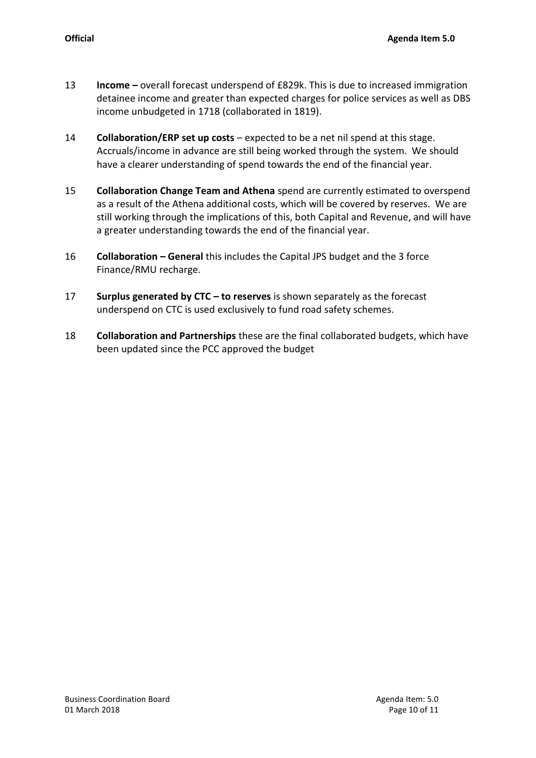13 **Income –** overall forecast underspend of £829k. This is due to increased immigration detainee income and greater than expected charges for police services as well as DBS income unbudgeted in 1718 (collaborated in 1819).

14 **Collaboration/ERP set up costs** – expected to be a net nil spend at this stage. Accruals/income in advance are still being worked through the system. We should have a clearer understanding of spend towards the end of the financial year.

15 **Collaboration Change Team and Athena** spend are currently estimated to overspend as a result of the Athena additional costs, which will be covered by reserves. We are still working through the implications of this, both Capital and Revenue, and will have a greater understanding towards the end of the financial year.

16 **Collaboration – General** this includes the Capital JPS budget and the 3 force Finance/RMU recharge.

17 **Surplus generated by CTC – to reserves** is shown separately as the forecast underspend on CTC is used exclusively to fund road safety schemes.

18 **Collaboration and Partnerships** these are the final collaborated budgets, which have been updated since the PCC approved the budget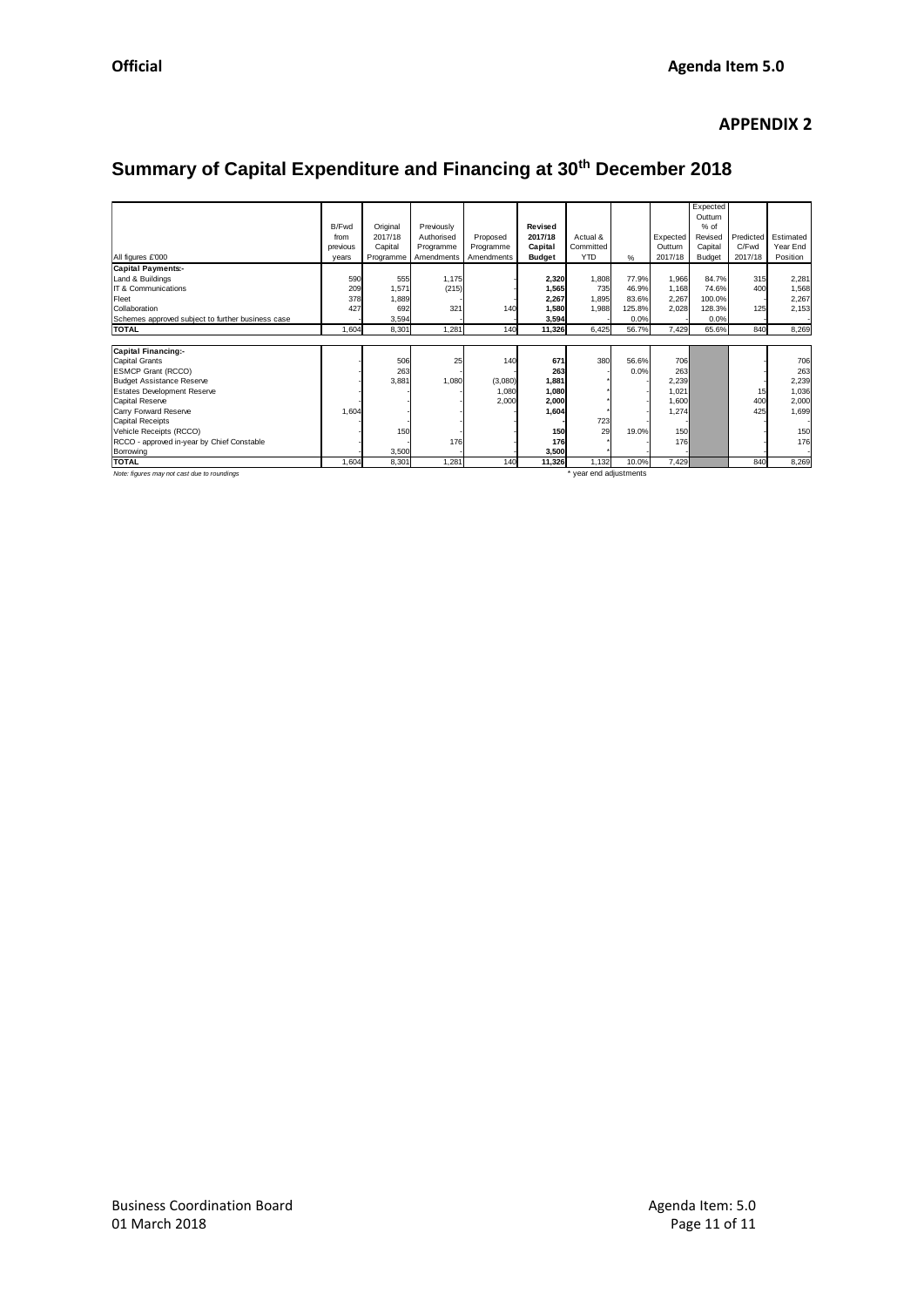**Official** **Agenda Item 5.0**

**APPENDIX 2**

# Summary of Capital Expenditure and Financing at 30th December 2018

| All figures £'000 | B/Fwd from previous years | Original 2017/18 Capital Programme | Previously Authorised Programme Amendments | Proposed Programme Amendments | Revised 2017/18 Capital Budget | Actual & Committed YTD | % | Expected Outturn 2017/18 | Expected Outturn % of Revised Capital Budget | Predicted C/Fwd 2017/18 | Estimated Year End Position |
|---|---|---|---|---|---|---|---|---|---|---|---|
| **Capital Payments:-** | | | | | | | | | | | |
| Land & Buildings | 590 | 555 | 1,175 | - | **2,320** | 1,808 | 77.9% | 1,966 | 84.7% | 315 | 2,281 |
| IT & Communications | 209 | 1,571 | (215) | - | **1,565** | 735 | 46.9% | 1,168 | 74.6% | 400 | 1,568 |
| Fleet | 378 | 1,889 | - | - | **2,267** | 1,895 | 83.6% | 2,267 | 100.0% | - | 2,267 |
| Collaboration | 427 | 692 | 321 | 140 | **1,580** | 1,988 | 125.8% | 2,028 | 128.3% | 125 | 2,153 |
| Schemes approved subject to further business case | - | 3,594 | - | - | **3,594** | - | 0.0% | - | 0.0% | - | - |
| **TOTAL** | 1,604 | 8,301 | 1,281 | 140 | **11,326** | 6,425 | 56.7% | 7,429 | 65.6% | 840 | 8,269 |
| | | | | | | | | | | | |
| **Capital Financing:-** | | | | | | | | | | | |
| Capital Grants | - | 506 | 25 | 140 | **671** | 380 | 56.6% | 706 | | - | 706 |
| ESMCP Grant (RCCO) | - | 263 | - | - | **263** | - | 0.0% | 263 | | - | 263 |
| Budget Assistance Reserve | - | 3,881 | 1,080 | (3,080) | **1,881** | * | - | 2,239 | | - | 2,239 |
| Estates Development Reserve | - | - | - | 1,080 | **1,080** | * | - | 1,021 | | 15 | 1,036 |
| Capital Reserve | - | - | - | 2,000 | **2,000** | * | - | 1,600 | | 400 | 2,000 |
| Carry Forward Reserve | 1,604 | - | - | - | **1,604** | * | - | 1,274 | | 425 | 1,699 |
| Capital Receipts | - | - | - | - | **-** | 723 | | - | | - | - |
| Vehicle Receipts (RCCO) | - | 150 | - | - | **150** | 29 | 19.0% | 150 | | - | 150 |
| RCCO - approved in-year by Chief Constable | - | - | 176 | - | **176** | * | - | 176 | | - | 176 |
| Borrowing | - | 3,500 | - | - | **3,500** | * | - | - | | - | - |
| **TOTAL** | 1,604 | 8,301 | 1,281 | 140 | **11,326** | 1,132 | 10.0% | 7,429 | | 840 | 8,269 |

*Note: figures may not cast due to roundings*

\* year end adjustments

Business Coordination Board
01 March 2018

Agenda Item: 5.0